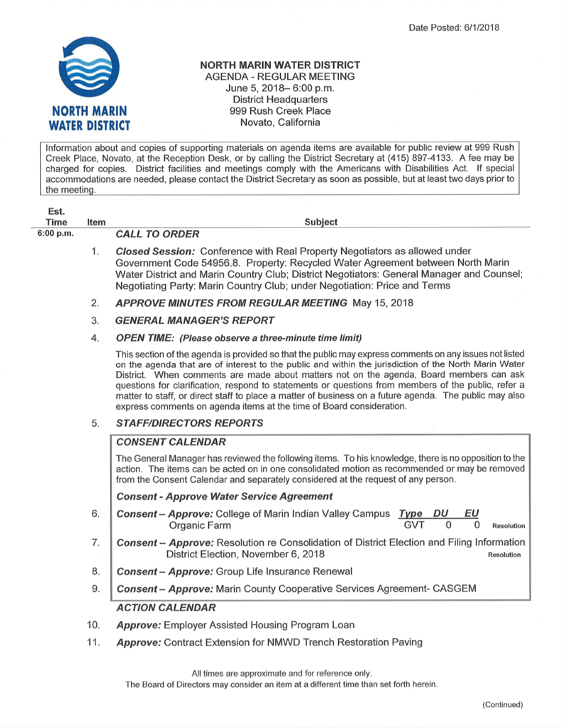Date Posted: 6/1/2018

**NORTH MARIN WATER DISTRICT**

# NORTH MARIN WATER DISTRICT
## AGENDA - REGULAR MEETING
June 5, 2018– 6:00 p.m.
District Headquarters
999 Rush Creek Place
Novato, California

Information about and copies of supporting materials on agenda items are available for public review at 999 Rush Creek Place, Novato, at the Reception Desk, or by calling the District Secretary at (415) 897-4133. A fee may be charged for copies. District facilities and meetings comply with the Americans with Disabilities Act. If special accommodations are needed, please contact the District Secretary as soon as possible, but at least two days prior to the meeting.

| Est. Time | Item | Subject |
|---|---|---|
| 6:00 p.m. | | ***CALL TO ORDER*** |
| | 1. | ***Closed Session:*** Conference with Real Property Negotiators as allowed under Government Code 54956.8. Property: Recycled Water Agreement between North Marin Water District and Marin Country Club; District Negotiators: General Manager and Counsel; Negotiating Party: Marin Country Club; under Negotiation: Price and Terms |
| | 2. | ***APPROVE MINUTES FROM REGULAR MEETING*** May 15, 2018 |
| | 3. | ***GENERAL MANAGER'S REPORT*** |
| | 4. | ***OPEN TIME: (Please observe a three-minute time limit)*** This section of the agenda is provided so that the public may express comments on any issues not listed on the agenda that are of interest to the public and within the jurisdiction of the North Marin Water District. When comments are made about matters not on the agenda, Board members can ask questions for clarification, respond to statements or questions from members of the public, refer a matter to staff, or direct staff to place a matter of business on a future agenda. The public may also express comments on agenda items at the time of Board consideration. |
| | 5. | ***STAFF/DIRECTORS REPORTS*** |

### CONSENT CALENDAR

The General Manager has reviewed the following items. To his knowledge, there is no opposition to the action. The items can be acted on in one consolidated motion as recommended or may be removed from the Consent Calendar and separately considered at the request of any person.

***Consent - Approve Water Service Agreement***

6. ***Consent – Approve:*** College of Marin Indian Valley Campus Organic Farm — Type: GVT, DU: 0, EU: 0 — Resolution
7. ***Consent – Approve:*** Resolution re Consolidation of District Election and Filing Information District Election, November 6, 2018 — Resolution
8. ***Consent – Approve:*** Group Life Insurance Renewal
9. ***Consent – Approve:*** Marin County Cooperative Services Agreement- CASGEM

### ACTION CALENDAR

10. ***Approve:*** Employer Assisted Housing Program Loan
11. ***Approve:*** Contract Extension for NMWD Trench Restoration Paving

All times are approximate and for reference only.
The Board of Directors may consider an item at a different time than set forth herein.

(Continued)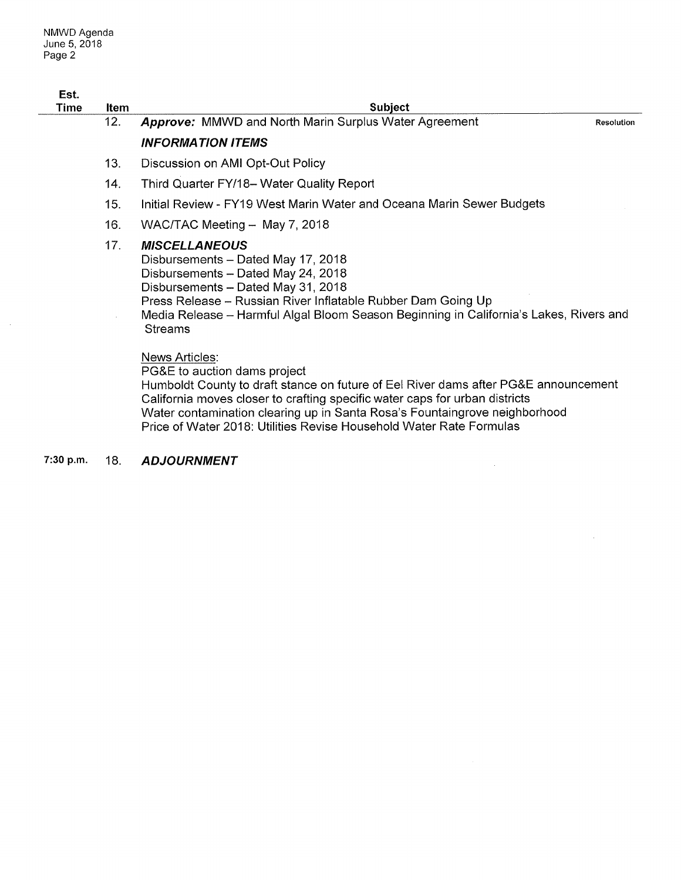| Est. Time | Item | Subject | |
|---|---|---|---|
| | 12. | ***Approve:*** MMWD and North Marin Surplus Water Agreement | Resolution |
| | | ***INFORMATION ITEMS*** | |
| | 13. | Discussion on AMI Opt-Out Policy | |
| | 14. | Third Quarter FY/18– Water Quality Report | |
| | 15. | Initial Review - FY19 West Marin Water and Oceana Marin Sewer Budgets | |
| | 16. | WAC/TAC Meeting – May 7, 2018 | |
| | 17. | ***MISCELLANEOUS*** | |

Disbursements – Dated May 17, 2018
Disbursements – Dated May 24, 2018
Disbursements – Dated May 31, 2018
Press Release – Russian River Inflatable Rubber Dam Going Up
Media Release – Harmful Algal Bloom Season Beginning in California's Lakes, Rivers and Streams

News Articles:
PG&E to auction dams project
Humboldt County to draft stance on future of Eel River dams after PG&E announcement
California moves closer to crafting specific water caps for urban districts
Water contamination clearing up in Santa Rosa's Fountaingrove neighborhood
Price of Water 2018: Utilities Revise Household Water Rate Formulas

| Est. Time | Item | Subject |
|---|---|---|
| 7:30 p.m. | 18. | ***ADJOURNMENT*** |